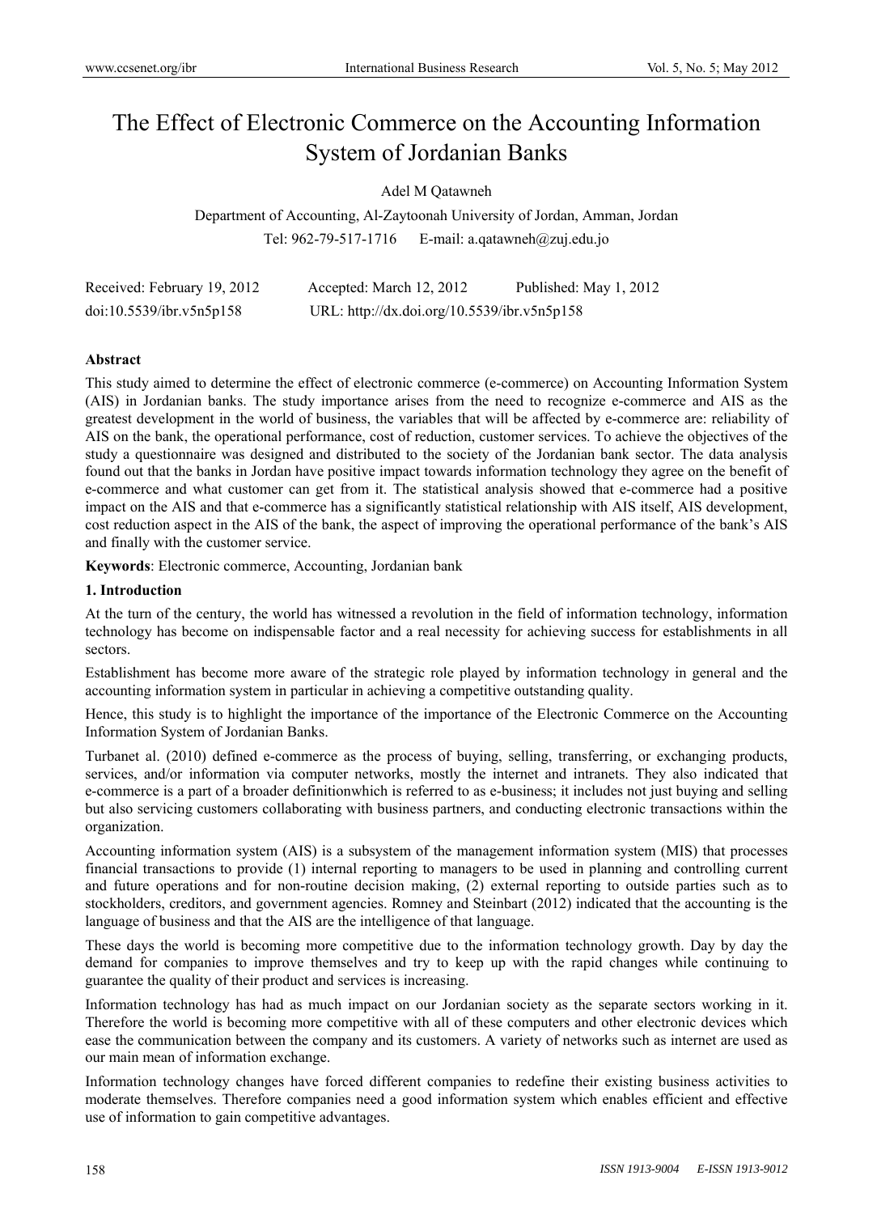# The Effect of Electronic Commerce on the Accounting Information System of Jordanian Banks

Adel M Qatawneh

Department of Accounting, Al-Zaytoonah University of Jordan, Amman, Jordan

Tel: 962-79-517-1716 E-mail: a.qatawneh@zuj.edu.jo

Received: February 19, 2012 Accepted: March 12, 2012 Published: May 1, 2012

doi:10.5539/ibr.v5n5p158 URL: http://dx.doi.org/10.5539/ibr.v5n5p158

**Abstract**

This study aimed to determine the effect of electronic commerce (e-commerce) on Accounting Information System (AIS) in Jordanian banks. The study importance arises from the need to recognize e-commerce and AIS as the greatest development in the world of business, the variables that will be affected by e-commerce are: reliability of AIS on the bank, the operational performance, cost of reduction, customer services. To achieve the objectives of the study a questionnaire was designed and distributed to the society of the Jordanian bank sector. The data analysis found out that the banks in Jordan have positive impact towards information technology they agree on the benefit of e-commerce and what customer can get from it. The statistical analysis showed that e-commerce had a positive impact on the AIS and that e-commerce has a significantly statistical relationship with AIS itself, AIS development, cost reduction aspect in the AIS of the bank, the aspect of improving the operational performance of the bank's AIS and finally with the customer service.

**Keywords**: Electronic commerce, Accounting, Jordanian bank

## 1. Introduction

At the turn of the century, the world has witnessed a revolution in the field of information technology, information technology has become on indispensable factor and a real necessity for achieving success for establishments in all sectors.

Establishment has become more aware of the strategic role played by information technology in general and the accounting information system in particular in achieving a competitive outstanding quality.

Hence, this study is to highlight the importance of the importance of the Electronic Commerce on the Accounting Information System of Jordanian Banks.

Turbanet al. (2010) defined e-commerce as the process of buying, selling, transferring, or exchanging products, services, and/or information via computer networks, mostly the internet and intranets. They also indicated that e-commerce is a part of a broader definitionwhich is referred to as e-business; it includes not just buying and selling but also servicing customers collaborating with business partners, and conducting electronic transactions within the organization.

Accounting information system (AIS) is a subsystem of the management information system (MIS) that processes financial transactions to provide (1) internal reporting to managers to be used in planning and controlling current and future operations and for non-routine decision making, (2) external reporting to outside parties such as to stockholders, creditors, and government agencies. Romney and Steinbart (2012) indicated that the accounting is the language of business and that the AIS are the intelligence of that language.

These days the world is becoming more competitive due to the information technology growth. Day by day the demand for companies to improve themselves and try to keep up with the rapid changes while continuing to guarantee the quality of their product and services is increasing.

Information technology has had as much impact on our Jordanian society as the separate sectors working in it. Therefore the world is becoming more competitive with all of these computers and other electronic devices which ease the communication between the company and its customers. A variety of networks such as internet are used as our main mean of information exchange.

Information technology changes have forced different companies to redefine their existing business activities to moderate themselves. Therefore companies need a good information system which enables efficient and effective use of information to gain competitive advantages.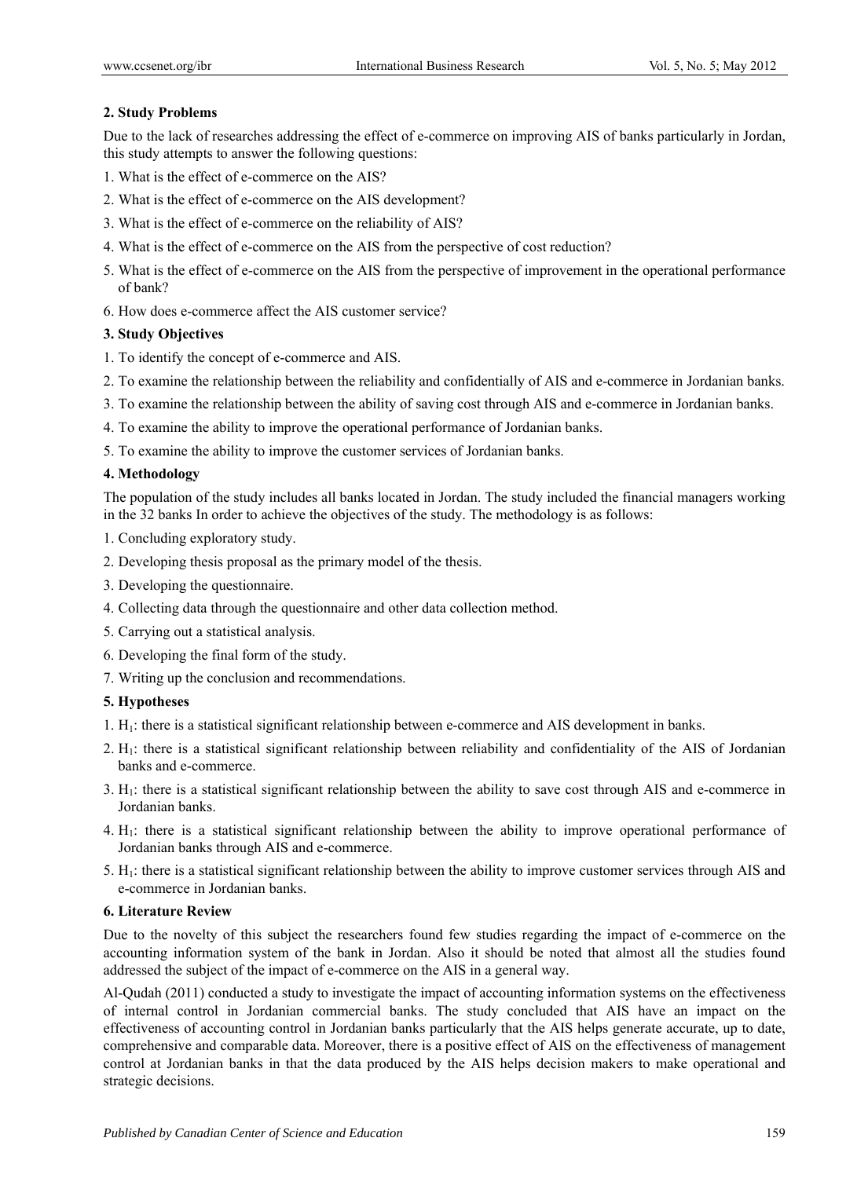## 2. Study Problems

Due to the lack of researches addressing the effect of e-commerce on improving AIS of banks particularly in Jordan, this study attempts to answer the following questions:

1. What is the effect of e-commerce on the AIS?
2. What is the effect of e-commerce on the AIS development?
3. What is the effect of e-commerce on the reliability of AIS?
4. What is the effect of e-commerce on the AIS from the perspective of cost reduction?
5. What is the effect of e-commerce on the AIS from the perspective of improvement in the operational performance of bank?
6. How does e-commerce affect the AIS customer service?

## 3. Study Objectives

1. To identify the concept of e-commerce and AIS.
2. To examine the relationship between the reliability and confidentially of AIS and e-commerce in Jordanian banks.
3. To examine the relationship between the ability of saving cost through AIS and e-commerce in Jordanian banks.
4. To examine the ability to improve the operational performance of Jordanian banks.
5. To examine the ability to improve the customer services of Jordanian banks.

## 4. Methodology

The population of the study includes all banks located in Jordan. The study included the financial managers working in the 32 banks In order to achieve the objectives of the study. The methodology is as follows:

1. Concluding exploratory study.
2. Developing thesis proposal as the primary model of the thesis.
3. Developing the questionnaire.
4. Collecting data through the questionnaire and other data collection method.
5. Carrying out a statistical analysis.
6. Developing the final form of the study.
7. Writing up the conclusion and recommendations.

## 5. Hypotheses

1. $H_1$: there is a statistical significant relationship between e-commerce and AIS development in banks.
2. $H_1$: there is a statistical significant relationship between reliability and confidentiality of the AIS of Jordanian banks and e-commerce.
3. $H_1$: there is a statistical significant relationship between the ability to save cost through AIS and e-commerce in Jordanian banks.
4. $H_1$: there is a statistical significant relationship between the ability to improve operational performance of Jordanian banks through AIS and e-commerce.
5. $H_1$: there is a statistical significant relationship between the ability to improve customer services through AIS and e-commerce in Jordanian banks.

## 6. Literature Review

Due to the novelty of this subject the researchers found few studies regarding the impact of e-commerce on the accounting information system of the bank in Jordan. Also it should be noted that almost all the studies found addressed the subject of the impact of e-commerce on the AIS in a general way.

Al-Qudah (2011) conducted a study to investigate the impact of accounting information systems on the effectiveness of internal control in Jordanian commercial banks. The study concluded that AIS have an impact on the effectiveness of accounting control in Jordanian banks particularly that the AIS helps generate accurate, up to date, comprehensive and comparable data. Moreover, there is a positive effect of AIS on the effectiveness of management control at Jordanian banks in that the data produced by the AIS helps decision makers to make operational and strategic decisions.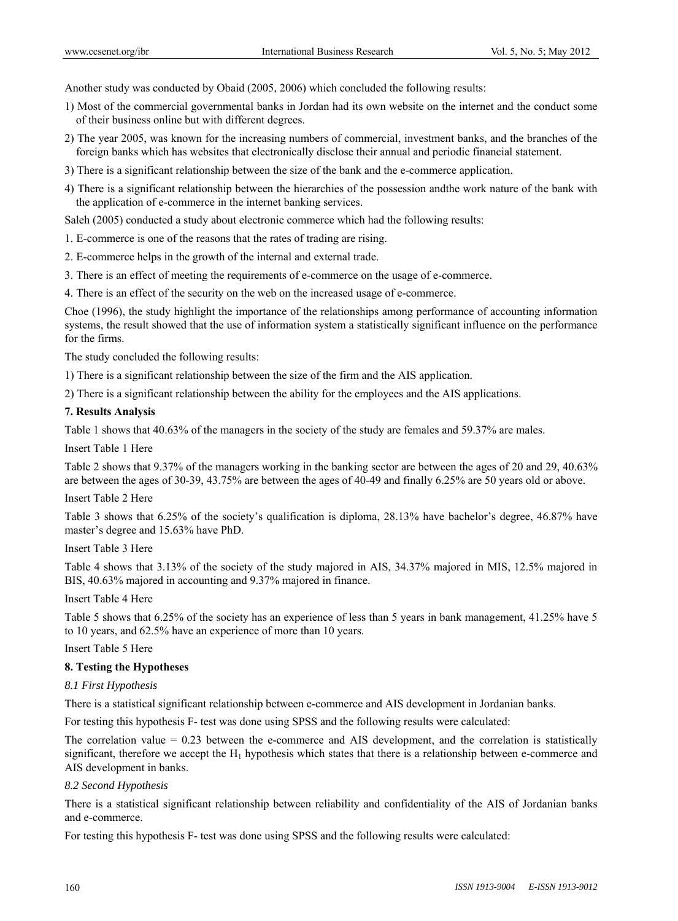Another study was conducted by Obaid (2005, 2006) which concluded the following results:

1) Most of the commercial governmental banks in Jordan had its own website on the internet and the conduct some of their business online but with different degrees.

2) The year 2005, was known for the increasing numbers of commercial, investment banks, and the branches of the foreign banks which has websites that electronically disclose their annual and periodic financial statement.

3) There is a significant relationship between the size of the bank and the e-commerce application.

4) There is a significant relationship between the hierarchies of the possession andthe work nature of the bank with the application of e-commerce in the internet banking services.

Saleh (2005) conducted a study about electronic commerce which had the following results:

1. E-commerce is one of the reasons that the rates of trading are rising.
2. E-commerce helps in the growth of the internal and external trade.
3. There is an effect of meeting the requirements of e-commerce on the usage of e-commerce.
4. There is an effect of the security on the web on the increased usage of e-commerce.

Choe (1996), the study highlight the importance of the relationships among performance of accounting information systems, the result showed that the use of information system a statistically significant influence on the performance for the firms.

The study concluded the following results:

1) There is a significant relationship between the size of the firm and the AIS application.

2) There is a significant relationship between the ability for the employees and the AIS applications.

## 7. Results Analysis

Table 1 shows that 40.63% of the managers in the society of the study are females and 59.37% are males.

Insert Table 1 Here

Table 2 shows that 9.37% of the managers working in the banking sector are between the ages of 20 and 29, 40.63% are between the ages of 30-39, 43.75% are between the ages of 40-49 and finally 6.25% are 50 years old or above.

Insert Table 2 Here

Table 3 shows that 6.25% of the society's qualification is diploma, 28.13% have bachelor's degree, 46.87% have master's degree and 15.63% have PhD.

Insert Table 3 Here

Table 4 shows that 3.13% of the society of the study majored in AIS, 34.37% majored in MIS, 12.5% majored in BIS, 40.63% majored in accounting and 9.37% majored in finance.

Insert Table 4 Here

Table 5 shows that 6.25% of the society has an experience of less than 5 years in bank management, 41.25% have 5 to 10 years, and 62.5% have an experience of more than 10 years.

Insert Table 5 Here

## 8. Testing the Hypotheses

### *8.1 First Hypothesis*

There is a statistical significant relationship between e-commerce and AIS development in Jordanian banks.

For testing this hypothesis F- test was done using SPSS and the following results were calculated:

The correlation value = 0.23 between the e-commerce and AIS development, and the correlation is statistically significant, therefore we accept the $H_1$ hypothesis which states that there is a relationship between e-commerce and AIS development in banks.

### *8.2 Second Hypothesis*

There is a statistical significant relationship between reliability and confidentiality of the AIS of Jordanian banks and e-commerce.

For testing this hypothesis F- test was done using SPSS and the following results were calculated: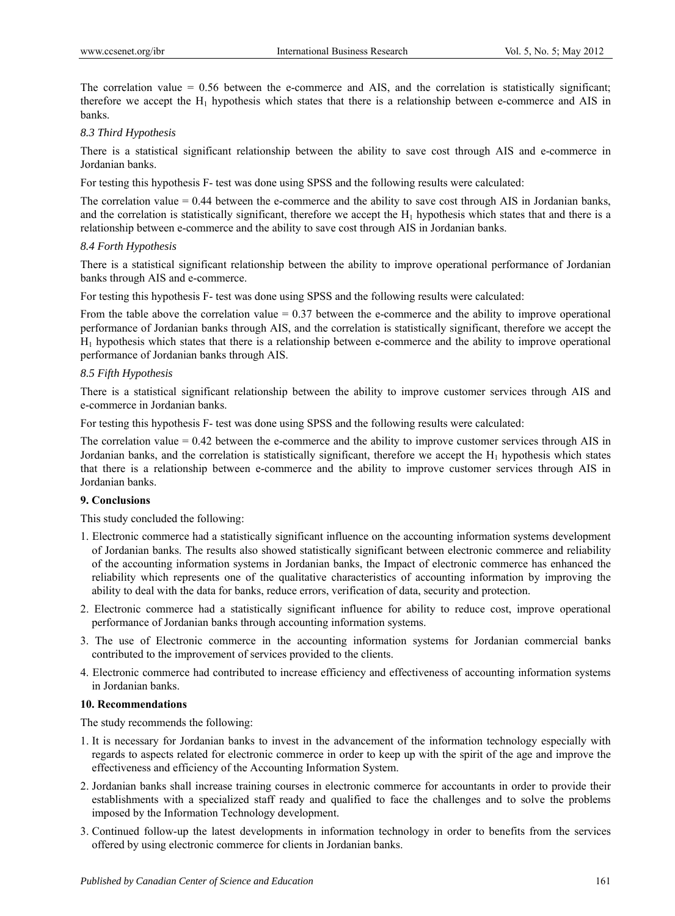The correlation value = 0.56 between the e-commerce and AIS, and the correlation is statistically significant; therefore we accept the $H_1$ hypothesis which states that there is a relationship between e-commerce and AIS in banks.

### *8.3 Third Hypothesis*

There is a statistical significant relationship between the ability to save cost through AIS and e-commerce in Jordanian banks.

For testing this hypothesis F- test was done using SPSS and the following results were calculated:

The correlation value = 0.44 between the e-commerce and the ability to save cost through AIS in Jordanian banks, and the correlation is statistically significant, therefore we accept the $H_1$ hypothesis which states that and there is a relationship between e-commerce and the ability to save cost through AIS in Jordanian banks.

### *8.4 Forth Hypothesis*

There is a statistical significant relationship between the ability to improve operational performance of Jordanian banks through AIS and e-commerce.

For testing this hypothesis F- test was done using SPSS and the following results were calculated:

From the table above the correlation value = 0.37 between the e-commerce and the ability to improve operational performance of Jordanian banks through AIS, and the correlation is statistically significant, therefore we accept the $H_1$ hypothesis which states that there is a relationship between e-commerce and the ability to improve operational performance of Jordanian banks through AIS.

### *8.5 Fifth Hypothesis*

There is a statistical significant relationship between the ability to improve customer services through AIS and e-commerce in Jordanian banks.

For testing this hypothesis F- test was done using SPSS and the following results were calculated:

The correlation value = 0.42 between the e-commerce and the ability to improve customer services through AIS in Jordanian banks, and the correlation is statistically significant, therefore we accept the $H_1$ hypothesis which states that there is a relationship between e-commerce and the ability to improve customer services through AIS in Jordanian banks.

## **9. Conclusions**

This study concluded the following:

1. Electronic commerce had a statistically significant influence on the accounting information systems development of Jordanian banks. The results also showed statistically significant between electronic commerce and reliability of the accounting information systems in Jordanian banks, the Impact of electronic commerce has enhanced the reliability which represents one of the qualitative characteristics of accounting information by improving the ability to deal with the data for banks, reduce errors, verification of data, security and protection.
2. Electronic commerce had a statistically significant influence for ability to reduce cost, improve operational performance of Jordanian banks through accounting information systems.
3. The use of Electronic commerce in the accounting information systems for Jordanian commercial banks contributed to the improvement of services provided to the clients.
4. Electronic commerce had contributed to increase efficiency and effectiveness of accounting information systems in Jordanian banks.

## **10. Recommendations**

The study recommends the following:

1. It is necessary for Jordanian banks to invest in the advancement of the information technology especially with regards to aspects related for electronic commerce in order to keep up with the spirit of the age and improve the effectiveness and efficiency of the Accounting Information System.
2. Jordanian banks shall increase training courses in electronic commerce for accountants in order to provide their establishments with a specialized staff ready and qualified to face the challenges and to solve the problems imposed by the Information Technology development.
3. Continued follow-up the latest developments in information technology in order to benefits from the services offered by using electronic commerce for clients in Jordanian banks.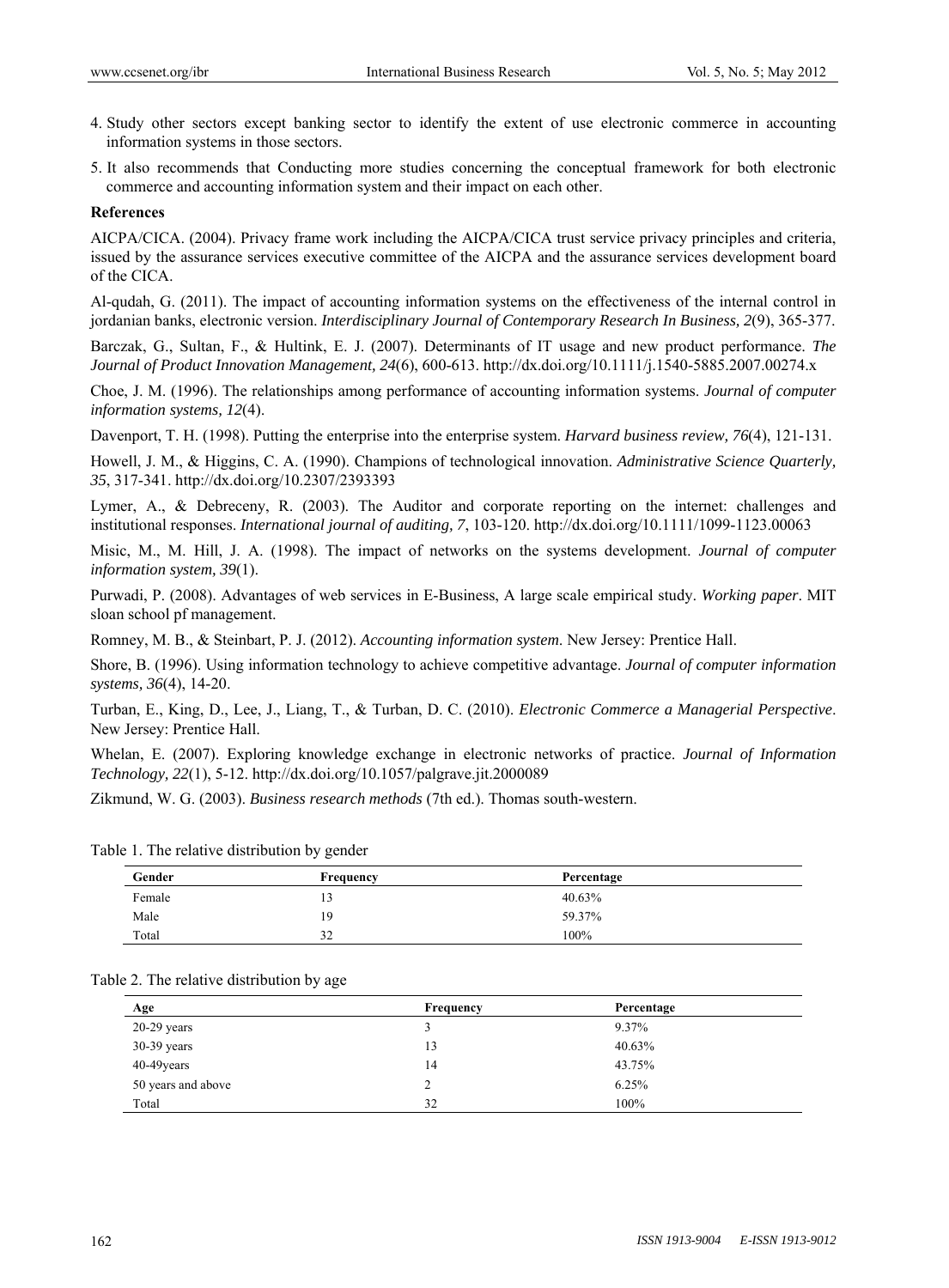4. Study other sectors except banking sector to identify the extent of use electronic commerce in accounting information systems in those sectors.
5. It also recommends that Conducting more studies concerning the conceptual framework for both electronic commerce and accounting information system and their impact on each other.

## References

AICPA/CICA. (2004). Privacy frame work including the AICPA/CICA trust service privacy principles and criteria, issued by the assurance services executive committee of the AICPA and the assurance services development board of the CICA.

Al-qudah, G. (2011). The impact of accounting information systems on the effectiveness of the internal control in jordanian banks, electronic version. *Interdisciplinary Journal of Contemporary Research In Business, 2*(9), 365-377.

Barczak, G., Sultan, F., & Hultink, E. J. (2007). Determinants of IT usage and new product performance. *The Journal of Product Innovation Management, 24*(6), 600-613. http://dx.doi.org/10.1111/j.1540-5885.2007.00274.x

Choe, J. M. (1996). The relationships among performance of accounting information systems. *Journal of computer information systems, 12*(4).

Davenport, T. H. (1998). Putting the enterprise into the enterprise system. *Harvard business review, 76*(4), 121-131.

Howell, J. M., & Higgins, C. A. (1990). Champions of technological innovation. *Administrative Science Quarterly, 35*, 317-341. http://dx.doi.org/10.2307/2393393

Lymer, A., & Debreceny, R. (2003). The Auditor and corporate reporting on the internet: challenges and institutional responses. *International journal of auditing, 7*, 103-120. http://dx.doi.org/10.1111/1099-1123.00063

Misic, M., M. Hill, J. A. (1998). The impact of networks on the systems development. *Journal of computer information system, 39*(1).

Purwadi, P. (2008). Advantages of web services in E-Business, A large scale empirical study. *Working paper*. MIT sloan school pf management.

Romney, M. B., & Steinbart, P. J. (2012). *Accounting information system*. New Jersey: Prentice Hall.

Shore, B. (1996). Using information technology to achieve competitive advantage. *Journal of computer information systems, 36*(4), 14-20.

Turban, E., King, D., Lee, J., Liang, T., & Turban, D. C. (2010). *Electronic Commerce a Managerial Perspective*. New Jersey: Prentice Hall.

Whelan, E. (2007). Exploring knowledge exchange in electronic networks of practice. *Journal of Information Technology, 22*(1), 5-12. http://dx.doi.org/10.1057/palgrave.jit.2000089

Zikmund, W. G. (2003). *Business research methods* (7th ed.). Thomas south-western.

Table 1. The relative distribution by gender

| Gender | Frequency | Percentage |
|---|---|---|
| Female | 13 | 40.63% |
| Male | 19 | 59.37% |
| Total | 32 | 100% |

Table 2. The relative distribution by age

| Age | Frequency | Percentage |
|---|---|---|
| 20-29 years | 3 | 9.37% |
| 30-39 years | 13 | 40.63% |
| 40-49years | 14 | 43.75% |
| 50 years and above | 2 | 6.25% |
| Total | 32 | 100% |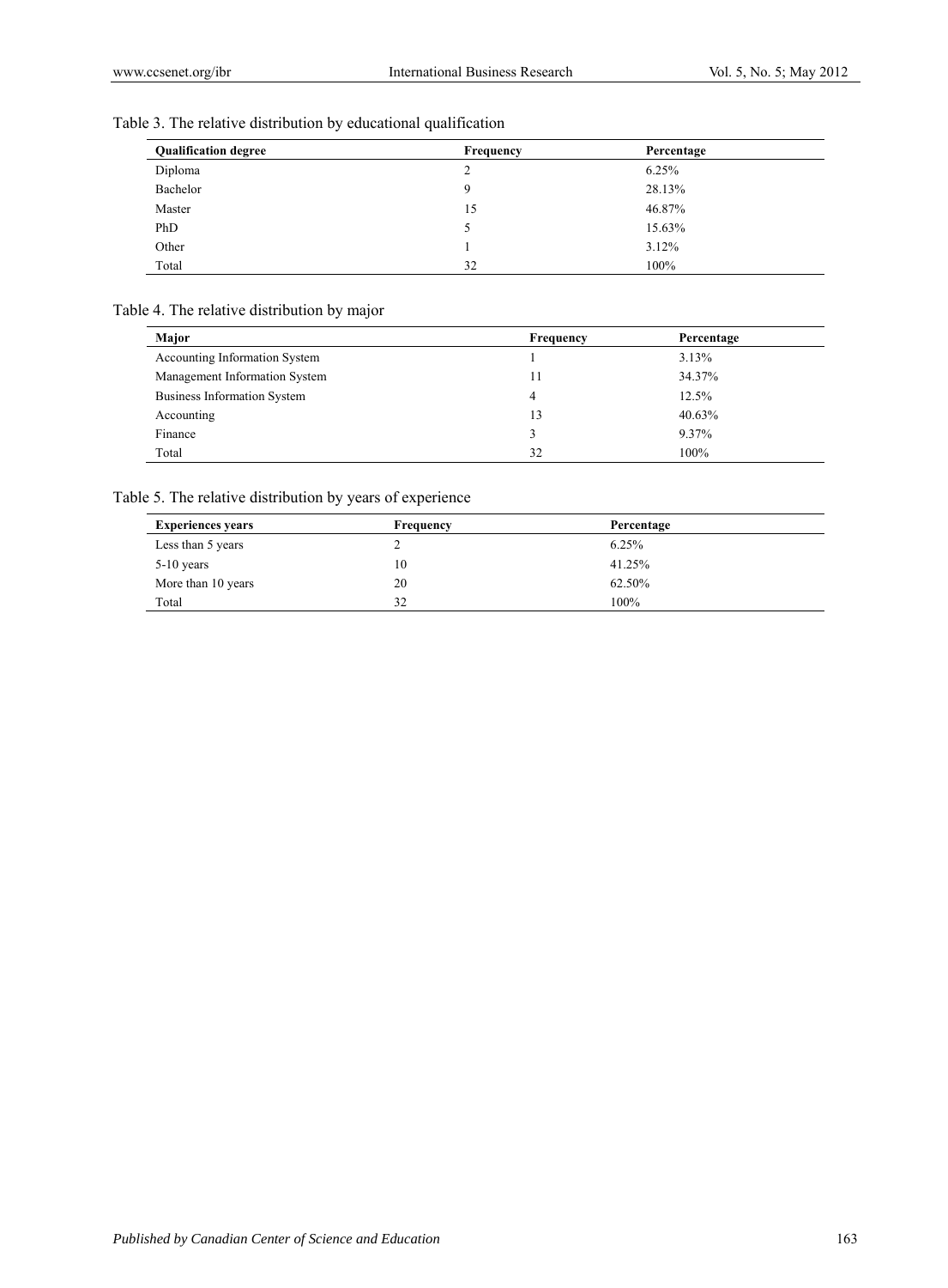Table 3. The relative distribution by educational qualification

| Qualification degree | Frequency | Percentage |
| --- | --- | --- |
| Diploma | 2 | 6.25% |
| Bachelor | 9 | 28.13% |
| Master | 15 | 46.87% |
| PhD | 5 | 15.63% |
| Other | 1 | 3.12% |
| Total | 32 | 100% |

Table 4. The relative distribution by major

| Major | Frequency | Percentage |
| --- | --- | --- |
| Accounting Information System | 1 | 3.13% |
| Management Information System | 11 | 34.37% |
| Business Information System | 4 | 12.5% |
| Accounting | 13 | 40.63% |
| Finance | 3 | 9.37% |
| Total | 32 | 100% |

Table 5. The relative distribution by years of experience

| Experiences years | Frequency | Percentage |
| --- | --- | --- |
| Less than 5 years | 2 | 6.25% |
| 5-10 years | 10 | 41.25% |
| More than 10 years | 20 | 62.50% |
| Total | 32 | 100% |